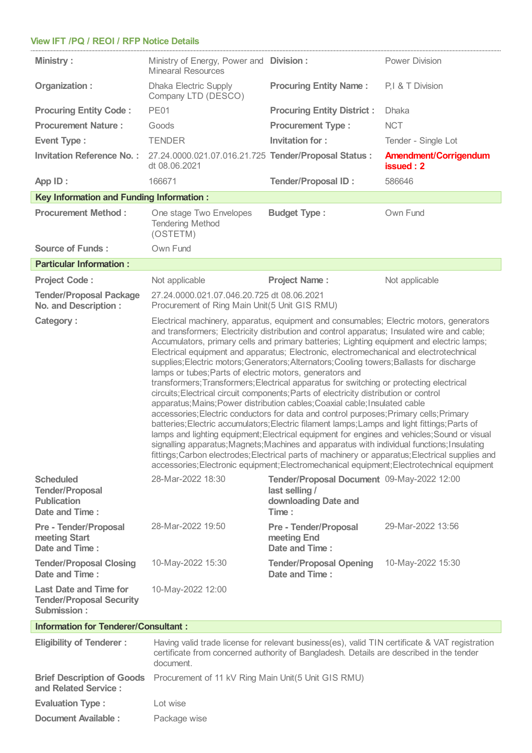## View IFT /PQ / REOI / RFP Notice Details

| | | | |
|---|---|---|---|
| **Ministry :** | Ministry of Energy, Power and Minearal Resources | **Division :** | Power Division |
| **Organization :** | Dhaka Electric Supply Company LTD (DESCO) | **Procuring Entity Name :** | P,I & T Division |
| **Procuring Entity Code :** | PE01 | **Procuring Entity District :** | Dhaka |
| **Procurement Nature :** | Goods | **Procurement Type :** | NCT |
| **Event Type :** | TENDER | **Invitation for :** | Tender - Single Lot |
| **Invitation Reference No. :** | 27.24.0000.021.07.016.21.725 dt 08.06.2021 | **Tender/Proposal Status :** | **Amendment/Corrigendum issued : 2** |
| **App ID :** | 166671 | **Tender/Proposal ID :** | 586646 |

### Key Information and Funding Information :

| | | | |
|---|---|---|---|
| **Procurement Method :** | One stage Two Envelopes Tendering Method (OSTETM) | **Budget Type :** | Own Fund |
| **Source of Funds :** | Own Fund | | |

### Particular Information :

| | | | |
|---|---|---|---|
| **Project Code :** | Not applicable | **Project Name :** | Not applicable |
| **Tender/Proposal Package No. and Description :** | 27.24.0000.021.07.046.20.725 dt 08.06.2021 Procurement of Ring Main Unit(5 Unit GIS RMU) | | |
| **Category :** | Electrical machinery, apparatus, equipment and consumables; Electric motors, generators and transformers; Electricity distribution and control apparatus; Insulated wire and cable; Accumulators, primary cells and primary batteries; Lighting equipment and electric lamps; Electrical equipment and apparatus; Electronic, electromechanical and electrotechnical supplies;Electric motors;Generators;Alternators;Cooling towers;Ballasts for discharge lamps or tubes;Parts of electric motors, generators and transformers;Transformers;Electrical apparatus for switching or protecting electrical circuits;Electrical circuit components;Parts of electricity distribution or control apparatus;Mains;Power distribution cables;Coaxial cable;Insulated cable accessories;Electric conductors for data and control purposes;Primary cells;Primary batteries;Electric accumulators;Electric filament lamps;Lamps and light fittings;Parts of lamps and lighting equipment;Electrical equipment for engines and vehicles;Sound or visual signalling apparatus;Magnets;Machines and apparatus with individual functions;Insulating fittings;Carbon electrodes;Electrical parts of machinery or apparatus;Electrical supplies and accessories;Electronic equipment;Electromechanical equipment;Electrotechnical equipment | | |
| **Scheduled Tender/Proposal Publication Date and Time :** | 28-Mar-2022 18:30 | **Tender/Proposal Document last selling / downloading Date and Time :** | 09-May-2022 12:00 |
| **Pre - Tender/Proposal meeting Start Date and Time :** | 28-Mar-2022 19:50 | **Pre - Tender/Proposal meeting End Date and Time :** | 29-Mar-2022 13:56 |
| **Tender/Proposal Closing Date and Time :** | 10-May-2022 15:30 | **Tender/Proposal Opening Date and Time :** | 10-May-2022 15:30 |
| **Last Date and Time for Tender/Proposal Security Submission :** | 10-May-2022 12:00 | | |

### Information for Tenderer/Consultant :

| | |
|---|---|
| **Eligibility of Tenderer :** | Having valid trade license for relevant business(es), valid TIN certificate & VAT registration certificate from concerned authority of Bangladesh. Details are described in the tender document. |
| **Brief Description of Goods and Related Service :** | Procurement of 11 kV Ring Main Unit(5 Unit GIS RMU) |
| **Evaluation Type :** | Lot wise |
| **Document Available :** | Package wise |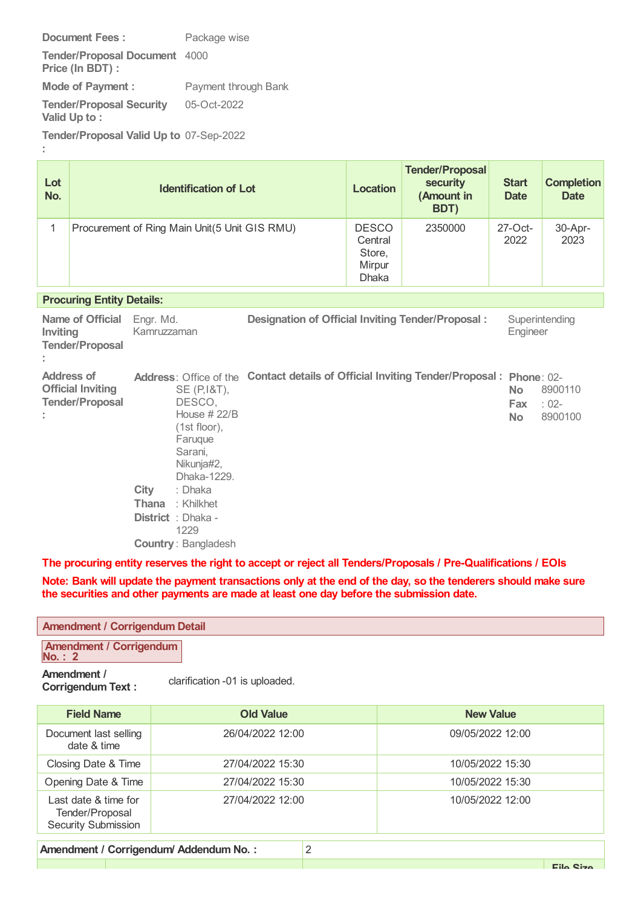**Document Fees :** Package wise

**Tender/Proposal Document Price (In BDT) :** 4000

**Mode of Payment :** Payment through Bank

**Tender/Proposal Security Valid Up to :** 05-Oct-2022

**Tender/Proposal Valid Up to :** 07-Sep-2022

| Lot No. | Identification of Lot | Location | Tender/Proposal security (Amount in BDT) | Start Date | Completion Date |
|---|---|---|---|---|---|
| 1 | Procurement of Ring Main Unit(5 Unit GIS RMU) | DESCO Central Store, Mirpur Dhaka | 2350000 | 27-Oct-2022 | 30-Apr-2023 |

**Procuring Entity Details:**

**Name of Official Inviting Tender/Proposal :** Engr. Md. Kamruzzaman

**Designation of Official Inviting Tender/Proposal :** Superintending Engineer

**Address of Official Inviting Tender/Proposal :**

**Address**: Office of the SE (P,I&T), DESCO, House # 22/B (1st floor), Faruque Sarani, Nikunja#2, Dhaka-1229.
**City** : Dhaka
**Thana** : Khilkhet
**District** : Dhaka - 1229
**Country** : Bangladesh

**Contact details of Official Inviting Tender/Proposal :**

**Phone No** : 02-8900110
**Fax No** : 02-8900100

**The procuring entity reserves the right to accept or reject all Tenders/Proposals / Pre-Qualifications / EOIs**

**Note: Bank will update the payment transactions only at the end of the day, so the tenderers should make sure the securities and other payments are made at least one day before the submission date.**

## Amendment / Corrigendum Detail

**Amendment / Corrigendum No. : 2**

**Amendment / Corrigendum Text :** clarification -01 is uploaded.

| Field Name | Old Value | New Value |
|---|---|---|
| Document last selling date & time | 26/04/2022 12:00 | 09/05/2022 12:00 |
| Closing Date & Time | 27/04/2022 15:30 | 10/05/2022 15:30 |
| Opening Date & Time | 27/04/2022 15:30 | 10/05/2022 15:30 |
| Last date & time for Tender/Proposal Security Submission | 27/04/2022 12:00 | 10/05/2022 12:00 |

| Amendment / Corrigendum/ Addendum No. : | 2 |
|---|---|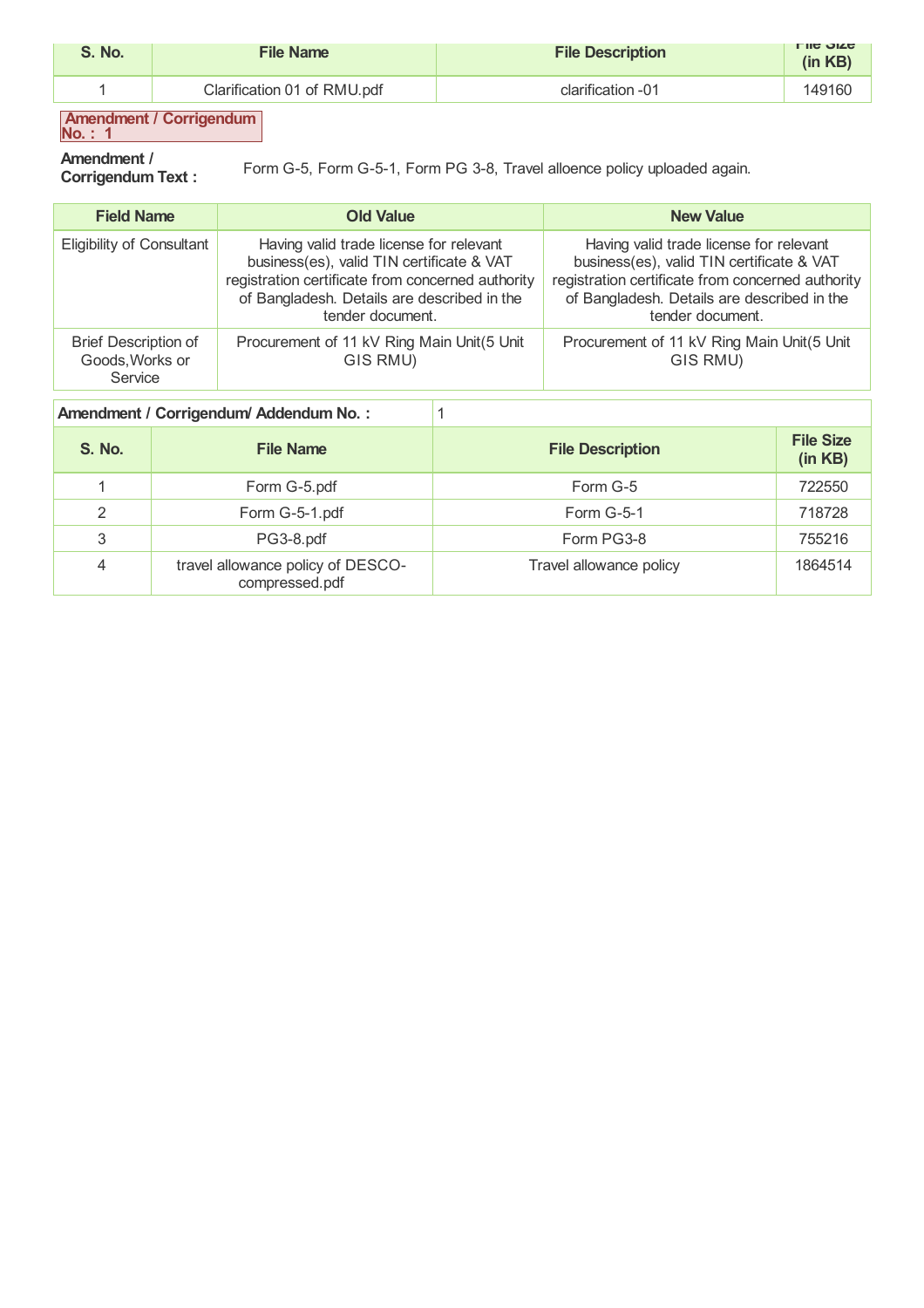| S. No. | File Name | File Description | File Size (in KB) |
|---|---|---|---|
| 1 | Clarification 01 of RMU.pdf | clarification -01 | 149160 |

**Amendment / Corrigendum No. : 1**

**Amendment / Corrigendum Text :** Form G-5, Form G-5-1, Form PG 3-8, Travel alloence policy uploaded again.

| Field Name | Old Value | New Value |
|---|---|---|
| Eligibility of Consultant | Having valid trade license for relevant business(es), valid TIN certificate & VAT registration certificate from concerned authority of Bangladesh. Details are described in the tender document. | Having valid trade license for relevant business(es), valid TIN certificate & VAT registration certificate from concerned authority of Bangladesh. Details are described in the tender document. |
| Brief Description of Goods,Works or Service | Procurement of 11 kV Ring Main Unit(5 Unit GIS RMU) | Procurement of 11 kV Ring Main Unit(5 Unit GIS RMU) |

**Amendment / Corrigendum/ Addendum No. :** 1

| S. No. | File Name | File Description | File Size (in KB) |
|---|---|---|---|
| 1 | Form G-5.pdf | Form G-5 | 722550 |
| 2 | Form G-5-1.pdf | Form G-5-1 | 718728 |
| 3 | PG3-8.pdf | Form PG3-8 | 755216 |
| 4 | travel allowance policy of DESCO-compressed.pdf | Travel allowance policy | 1864514 |